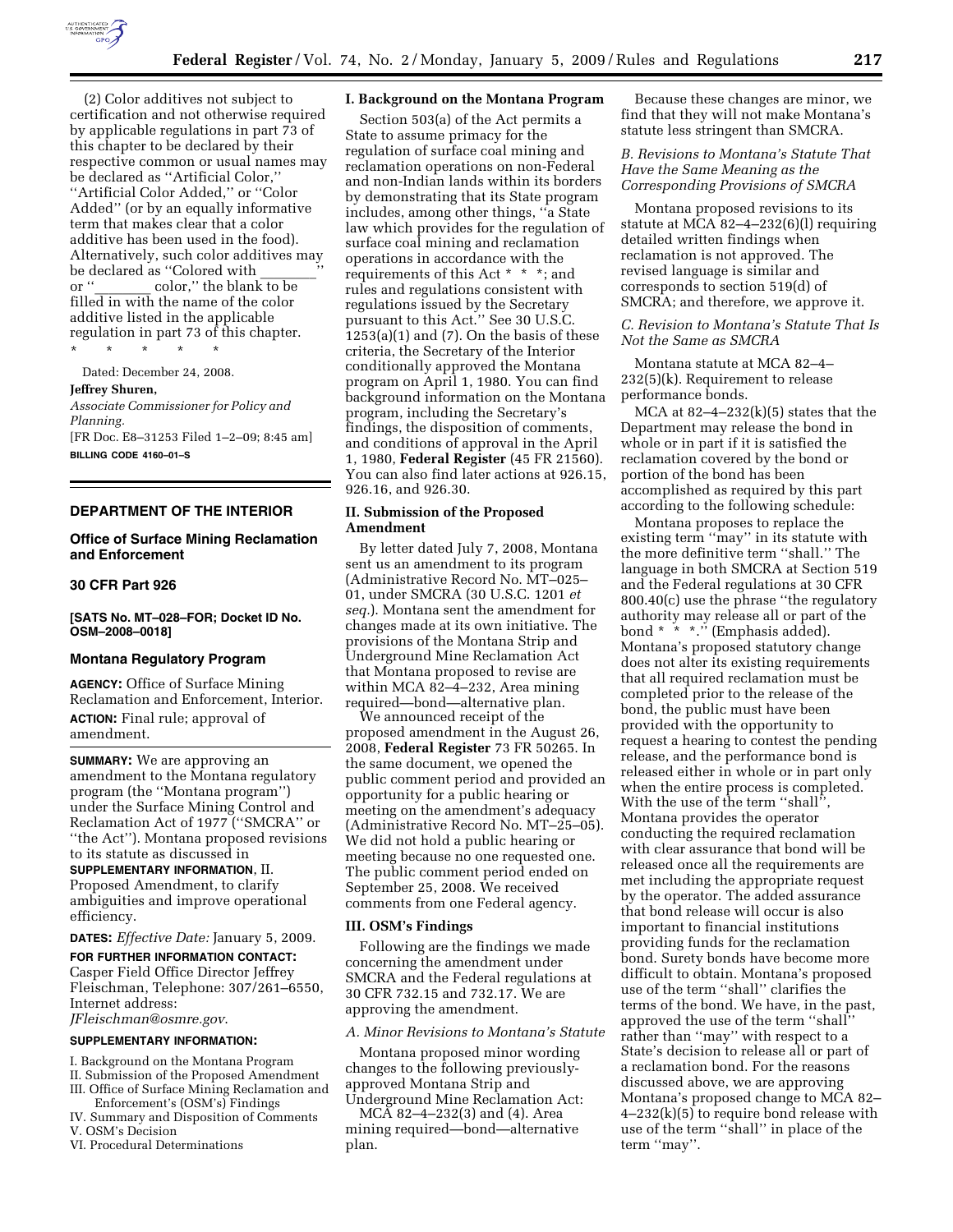(2) Color additives not subject to certification and not otherwise required by applicable regulations in part 73 of this chapter to be declared by their respective common or usual names may be declared as ''Artificial Color,'' ''Artificial Color Added,'' or ''Color Added'' (or by an equally informative term that makes clear that a color additive has been used in the food). Alternatively, such color additives may be declared as ''Colored with ______'' or ''______ color,'' the blank to be filled in with the name of the color additive listed in the applicable regulation in part 73 of this chapter.

\* \* \* \* \*

Dated: December 24, 2008.

**Jeffrey Shuren,**

*Associate Commissioner for Policy and Planning.*

[FR Doc. E8–31253 Filed 1–2–09; 8:45 am]

**BILLING CODE 4160–01–S**

---

## DEPARTMENT OF THE INTERIOR

### Office of Surface Mining Reclamation and Enforcement

### 30 CFR Part 926

**[SATS No. MT–028–FOR; Docket ID No. OSM–2008–0018]**

### Montana Regulatory Program

**AGENCY:** Office of Surface Mining Reclamation and Enforcement, Interior.

**ACTION:** Final rule; approval of amendment.

**SUMMARY:** We are approving an amendment to the Montana regulatory program (the ''Montana program'') under the Surface Mining Control and Reclamation Act of 1977 (''SMCRA'' or ''the Act''). Montana proposed revisions to its statute as discussed in **SUPPLEMENTARY INFORMATION**, II. Proposed Amendment, to clarify ambiguities and improve operational efficiency.

**DATES:** *Effective Date:* January 5, 2009.

**FOR FURTHER INFORMATION CONTACT:** Casper Field Office Director Jeffrey Fleischman, Telephone: 307/261–6550, Internet address: *JFleischman@osmre.gov*.

**SUPPLEMENTARY INFORMATION:**

I. Background on the Montana Program
II. Submission of the Proposed Amendment
III. Office of Surface Mining Reclamation and Enforcement's (OSM's) Findings
IV. Summary and Disposition of Comments
V. OSM's Decision
VI. Procedural Determinations

#### I. Background on the Montana Program

Section 503(a) of the Act permits a State to assume primacy for the regulation of surface coal mining and reclamation operations on non-Federal and non-Indian lands within its borders by demonstrating that its State program includes, among other things, ''a State law which provides for the regulation of surface coal mining and reclamation operations in accordance with the requirements of this Act \* \* \*; and rules and regulations consistent with regulations issued by the Secretary pursuant to this Act.'' See 30 U.S.C. 1253(a)(1) and (7). On the basis of these criteria, the Secretary of the Interior conditionally approved the Montana program on April 1, 1980. You can find background information on the Montana program, including the Secretary's findings, the disposition of comments, and conditions of approval in the April 1, 1980, **Federal Register** (45 FR 21560). You can also find later actions at 926.15, 926.16, and 926.30.

#### II. Submission of the Proposed Amendment

By letter dated July 7, 2008, Montana sent us an amendment to its program (Administrative Record No. MT–025–01, under SMCRA (30 U.S.C. 1201 *et seq.*). Montana sent the amendment for changes made at its own initiative. The provisions of the Montana Strip and Underground Mine Reclamation Act that Montana proposed to revise are within MCA 82–4–232, Area mining required—bond—alternative plan.

We announced receipt of the proposed amendment in the August 26, 2008, **Federal Register** 73 FR 50265. In the same document, we opened the public comment period and provided an opportunity for a public hearing or meeting on the amendment's adequacy (Administrative Record No. MT–25–05). We did not hold a public hearing or meeting because no one requested one. The public comment period ended on September 25, 2008. We received comments from one Federal agency.

#### III. OSM's Findings

Following are the findings we made concerning the amendment under SMCRA and the Federal regulations at 30 CFR 732.15 and 732.17. We are approving the amendment.

*A. Minor Revisions to Montana's Statute*

Montana proposed minor wording changes to the following previously-approved Montana Strip and Underground Mine Reclamation Act:

MCA 82–4–232(3) and (4). Area mining required—bond—alternative plan.

Because these changes are minor, we find that they will not make Montana's statute less stringent than SMCRA.

*B. Revisions to Montana's Statute That Have the Same Meaning as the Corresponding Provisions of SMCRA*

Montana proposed revisions to its statute at MCA 82–4–232(6)(l) requiring detailed written findings when reclamation is not approved. The revised language is similar and corresponds to section 519(d) of SMCRA; and therefore, we approve it.

*C. Revision to Montana's Statute That Is Not the Same as SMCRA*

Montana statute at MCA 82–4–232(5)(k). Requirement to release performance bonds.

MCA at 82–4–232(k)(5) states that the Department may release the bond in whole or in part if it is satisfied the reclamation covered by the bond or portion of the bond has been accomplished as required by this part according to the following schedule:

Montana proposes to replace the existing term ''may'' in its statute with the more definitive term ''shall.'' The language in both SMCRA at Section 519 and the Federal regulations at 30 CFR 800.40(c) use the phrase ''the regulatory authority may release all or part of the bond \* \* \*.'' (Emphasis added). Montana's proposed statutory change does not alter its existing requirements that all required reclamation must be completed prior to the release of the bond, the public must have been provided with the opportunity to request a hearing to contest the pending release, and the performance bond is released either in whole or in part only when the entire process is completed. With the use of the term ''shall'', Montana provides the operator conducting the required reclamation with clear assurance that bond will be released once all the requirements are met including the appropriate request by the operator. The added assurance that bond release will occur is also important to financial institutions providing funds for the reclamation bond. Surety bonds have become more difficult to obtain. Montana's proposed use of the term ''shall'' clarifies the terms of the bond. We have, in the past, approved the use of the term ''shall'' rather than ''may'' with respect to a State's decision to release all or part of a reclamation bond. For the reasons discussed above, we are approving Montana's proposed change to MCA 82–4–232(k)(5) to require bond release with use of the term ''shall'' in place of the term ''may''.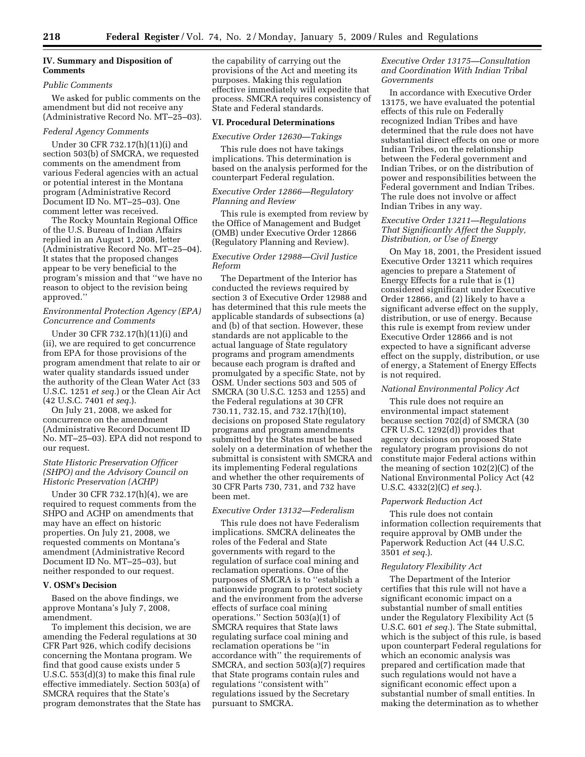## IV. Summary and Disposition of Comments

*Public Comments*

We asked for public comments on the amendment but did not receive any (Administrative Record No. MT–25–03).

*Federal Agency Comments*

Under 30 CFR 732.17(h)(11)(i) and section 503(b) of SMCRA, we requested comments on the amendment from various Federal agencies with an actual or potential interest in the Montana program (Administrative Record Document ID No. MT–25–03). One comment letter was received.

The Rocky Mountain Regional Office of the U.S. Bureau of Indian Affairs replied in an August 1, 2008, letter (Administrative Record No. MT–25–04). It states that the proposed changes appear to be very beneficial to the program's mission and that ''we have no reason to object to the revision being approved.''

*Environmental Protection Agency (EPA) Concurrence and Comments*

Under 30 CFR 732.17(h)(11)(i) and (ii), we are required to get concurrence from EPA for those provisions of the program amendment that relate to air or water quality standards issued under the authority of the Clean Water Act (33 U.S.C. 1251 *et seq.*) or the Clean Air Act (42 U.S.C. 7401 *et seq.*).

On July 21, 2008, we asked for concurrence on the amendment (Administrative Record Document ID No. MT–25–03). EPA did not respond to our request.

*State Historic Preservation Officer (SHPO) and the Advisory Council on Historic Preservation (ACHP)*

Under 30 CFR 732.17(h)(4), we are required to request comments from the SHPO and ACHP on amendments that may have an effect on historic properties. On July 21, 2008, we requested comments on Montana's amendment (Administrative Record Document ID No. MT–25–03), but neither responded to our request.

## V. OSM's Decision

Based on the above findings, we approve Montana's July 7, 2008, amendment.

To implement this decision, we are amending the Federal regulations at 30 CFR Part 926, which codify decisions concerning the Montana program. We find that good cause exists under 5 U.S.C. 553(d)(3) to make this final rule effective immediately. Section 503(a) of SMCRA requires that the State's program demonstrates that the State has the capability of carrying out the provisions of the Act and meeting its purposes. Making this regulation effective immediately will expedite that process. SMCRA requires consistency of State and Federal standards.

## VI. Procedural Determinations

*Executive Order 12630—Takings*

This rule does not have takings implications. This determination is based on the analysis performed for the counterpart Federal regulation.

*Executive Order 12866—Regulatory Planning and Review*

This rule is exempted from review by the Office of Management and Budget (OMB) under Executive Order 12866 (Regulatory Planning and Review).

*Executive Order 12988—Civil Justice Reform*

The Department of the Interior has conducted the reviews required by section 3 of Executive Order 12988 and has determined that this rule meets the applicable standards of subsections (a) and (b) of that section. However, these standards are not applicable to the actual language of State regulatory programs and program amendments because each program is drafted and promulgated by a specific State, not by OSM. Under sections 503 and 505 of SMCRA (30 U.S.C. 1253 and 1255) and the Federal regulations at 30 CFR 730.11, 732.15, and 732.17(h)(10), decisions on proposed State regulatory programs and program amendments submitted by the States must be based solely on a determination of whether the submittal is consistent with SMCRA and its implementing Federal regulations and whether the other requirements of 30 CFR Parts 730, 731, and 732 have been met.

*Executive Order 13132—Federalism*

This rule does not have Federalism implications. SMCRA delineates the roles of the Federal and State governments with regard to the regulation of surface coal mining and reclamation operations. One of the purposes of SMCRA is to ''establish a nationwide program to protect society and the environment from the adverse effects of surface coal mining operations.'' Section 503(a)(1) of SMCRA requires that State laws regulating surface coal mining and reclamation operations be ''in accordance with'' the requirements of SMCRA, and section 503(a)(7) requires that State programs contain rules and regulations ''consistent with'' regulations issued by the Secretary pursuant to SMCRA.

*Executive Order 13175—Consultation and Coordination With Indian Tribal Governments*

In accordance with Executive Order 13175, we have evaluated the potential effects of this rule on Federally recognized Indian Tribes and have determined that the rule does not have substantial direct effects on one or more Indian Tribes, on the relationship between the Federal government and Indian Tribes, or on the distribution of power and responsibilities between the Federal government and Indian Tribes. The rule does not involve or affect Indian Tribes in any way.

*Executive Order 13211—Regulations That Significantly Affect the Supply, Distribution, or Use of Energy*

On May 18, 2001, the President issued Executive Order 13211 which requires agencies to prepare a Statement of Energy Effects for a rule that is (1) considered significant under Executive Order 12866, and (2) likely to have a significant adverse effect on the supply, distribution, or use of energy. Because this rule is exempt from review under Executive Order 12866 and is not expected to have a significant adverse effect on the supply, distribution, or use of energy, a Statement of Energy Effects is not required.

*National Environmental Policy Act*

This rule does not require an environmental impact statement because section 702(d) of SMCRA (30 CFR U.S.C. 1292(d)) provides that agency decisions on proposed State regulatory program provisions do not constitute major Federal actions within the meaning of section 102(2)(C) of the National Environmental Policy Act (42 U.S.C. 4332(2)(C) *et seq.*).

*Paperwork Reduction Act*

This rule does not contain information collection requirements that require approval by OMB under the Paperwork Reduction Act (44 U.S.C. 3501 *et seq.*).

*Regulatory Flexibility Act*

The Department of the Interior certifies that this rule will not have a significant economic impact on a substantial number of small entities under the Regulatory Flexibility Act (5 U.S.C. 601 *et seq.*). The State submittal, which is the subject of this rule, is based upon counterpart Federal regulations for which an economic analysis was prepared and certification made that such regulations would not have a significant economic effect upon a substantial number of small entities. In making the determination as to whether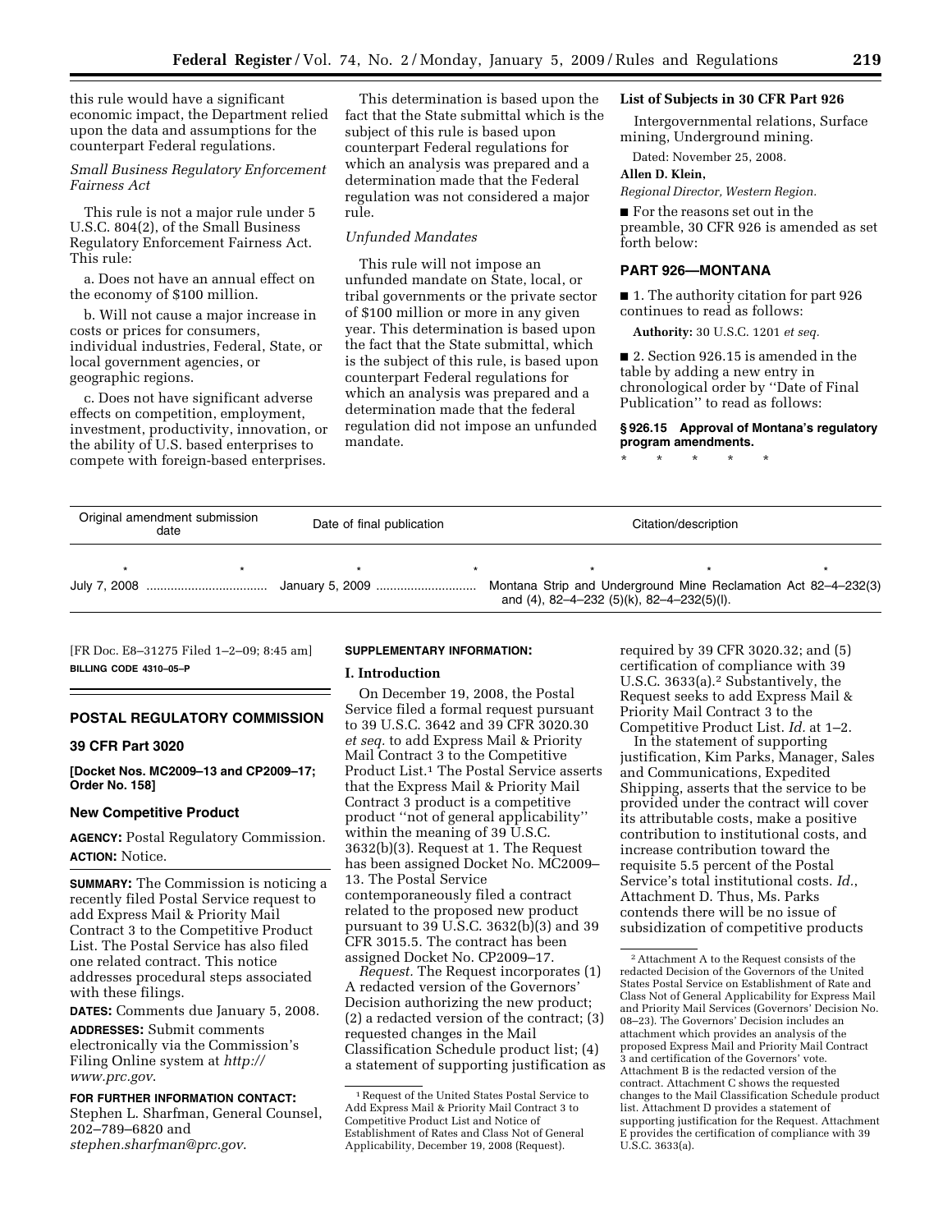this rule would have a significant economic impact, the Department relied upon the data and assumptions for the counterpart Federal regulations.

*Small Business Regulatory Enforcement Fairness Act*

This rule is not a major rule under 5 U.S.C. 804(2), of the Small Business Regulatory Enforcement Fairness Act. This rule:

a. Does not have an annual effect on the economy of $100 million.

b. Will not cause a major increase in costs or prices for consumers, individual industries, Federal, State, or local government agencies, or geographic regions.

c. Does not have significant adverse effects on competition, employment, investment, productivity, innovation, or the ability of U.S. based enterprises to compete with foreign-based enterprises.

This determination is based upon the fact that the State submittal which is the subject of this rule is based upon counterpart Federal regulations for which an analysis was prepared and a determination made that the Federal regulation was not considered a major rule.

*Unfunded Mandates*

This rule will not impose an unfunded mandate on State, local, or tribal governments or the private sector of $100 million or more in any given year. This determination is based upon the fact that the State submittal, which is the subject of this rule, is based upon counterpart Federal regulations for which an analysis was prepared and a determination made that the federal regulation did not impose an unfunded mandate.

**List of Subjects in 30 CFR Part 926**

Intergovernmental relations, Surface mining, Underground mining.

Dated: November 25, 2008.

**Allen D. Klein,**

*Regional Director, Western Region.*

■ For the reasons set out in the preamble, 30 CFR 926 is amended as set forth below:

## PART 926—MONTANA

■ 1. The authority citation for part 926 continues to read as follows:

**Authority:** 30 U.S.C. 1201 *et seq.*

■ 2. Section 926.15 is amended in the table by adding a new entry in chronological order by ''Date of Final Publication'' to read as follows:

**§ 926.15 Approval of Montana's regulatory program amendments.**

\* \* \* \* \*

| Original amendment submission date | Date of final publication | Citation/description |
|---|---|---|
| \* \* | \* \* | \* \* \* |
| July 7, 2008 .................................. | January 5, 2009 ............................ | Montana Strip and Underground Mine Reclamation Act 82–4–232(3) and (4), 82–4–232 (5)(k), 82–4–232(5)(l). |

[FR Doc. E8–31275 Filed 1–2–09; 8:45 am]

**BILLING CODE 4310–05–P**

## POSTAL REGULATORY COMMISSION

### 39 CFR Part 3020

**[Docket Nos. MC2009–13 and CP2009–17; Order No. 158]**

### New Competitive Product

**AGENCY:** Postal Regulatory Commission.

**ACTION:** Notice.

**SUMMARY:** The Commission is noticing a recently filed Postal Service request to add Express Mail & Priority Mail Contract 3 to the Competitive Product List. The Postal Service has also filed one related contract. This notice addresses procedural steps associated with these filings.

**DATES:** Comments due January 5, 2008.

**ADDRESSES:** Submit comments electronically via the Commission's Filing Online system at *http://www.prc.gov*.

**FOR FURTHER INFORMATION CONTACT:** Stephen L. Sharfman, General Counsel, 202–789–6820 and *stephen.sharfman@prc.gov*.

**SUPPLEMENTARY INFORMATION:**

**I. Introduction**

On December 19, 2008, the Postal Service filed a formal request pursuant to 39 U.S.C. 3642 and 39 CFR 3020.30 *et seq.* to add Express Mail & Priority Mail Contract 3 to the Competitive Product List.[1] The Postal Service asserts that the Express Mail & Priority Mail Contract 3 product is a competitive product ''not of general applicability'' within the meaning of 39 U.S.C. 3632(b)(3). Request at 1. The Request has been assigned Docket No. MC2009–13. The Postal Service contemporaneously filed a contract related to the proposed new product pursuant to 39 U.S.C. 3632(b)(3) and 39 CFR 3015.5. The contract has been assigned Docket No. CP2009–17.

*Request.* The Request incorporates (1) A redacted version of the Governors' Decision authorizing the new product; (2) a redacted version of the contract; (3) requested changes in the Mail Classification Schedule product list; (4) a statement of supporting justification as required by 39 CFR 3020.32; and (5) certification of compliance with 39 U.S.C. 3633(a).[2] Substantively, the Request seeks to add Express Mail & Priority Mail Contract 3 to the Competitive Product List. *Id.* at 1–2.

In the statement of supporting justification, Kim Parks, Manager, Sales and Communications, Expedited Shipping, asserts that the service to be provided under the contract will cover its attributable costs, make a positive contribution to institutional costs, and increase contribution toward the requisite 5.5 percent of the Postal Service's total institutional costs. *Id.*, Attachment D. Thus, Ms. Parks contends there will be no issue of subsidization of competitive products

[1] Request of the United States Postal Service to Add Express Mail & Priority Mail Contract 3 to Competitive Product List and Notice of Establishment of Rates and Class Not of General Applicability, December 19, 2008 (Request).

[2] Attachment A to the Request consists of the redacted Decision of the Governors of the United States Postal Service on Establishment of Rate and Class Not of General Applicability for Express Mail and Priority Mail Services (Governors' Decision No. 08–23). The Governors' Decision includes an attachment which provides an analysis of the proposed Express Mail and Priority Mail Contract 3 and certification of the Governors' vote. Attachment B is the redacted version of the contract. Attachment C shows the requested changes to the Mail Classification Schedule product list. Attachment D provides a statement of supporting justification for the Request. Attachment E provides the certification of compliance with 39 U.S.C. 3633(a).